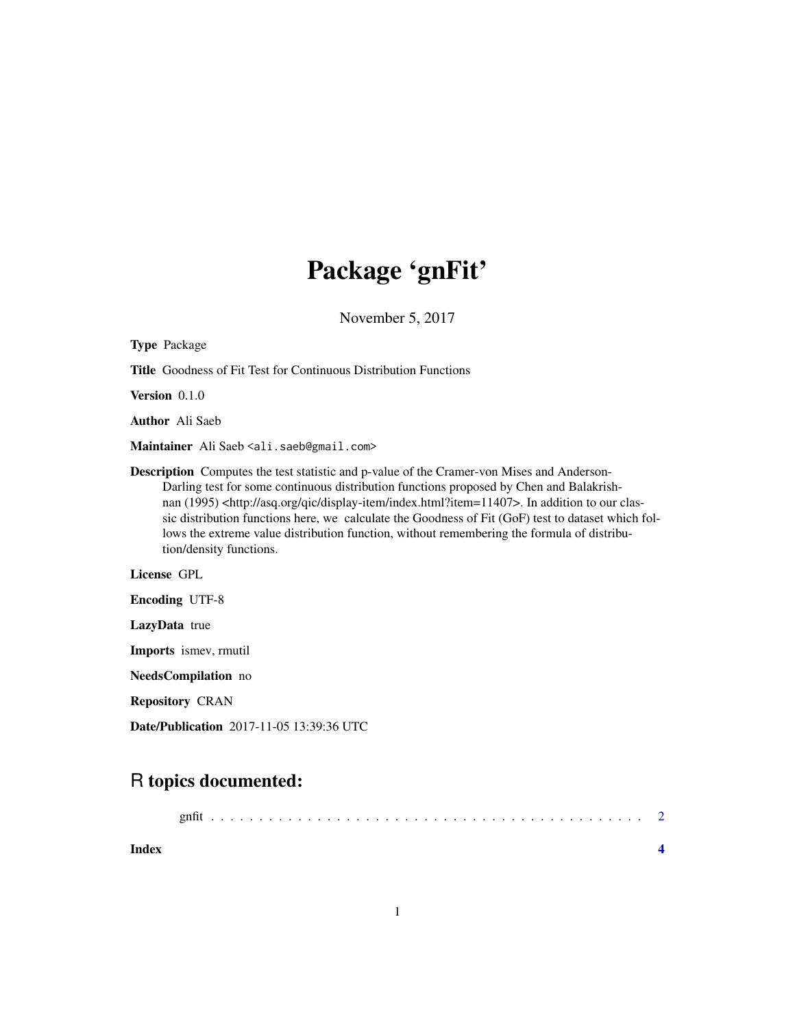# Package 'gnFit'

November 5, 2017

**Type** Package

**Title** Goodness of Fit Test for Continuous Distribution Functions

**Version** 0.1.0

**Author** Ali Saeb

**Maintainer** Ali Saeb <ali.saeb@gmail.com>

**Description** Computes the test statistic and p-value of the Cramer-von Mises and Anderson-Darling test for some continuous distribution functions proposed by Chen and Balakrishnan (1995) <http://asq.org/qic/display-item/index.html?item=11407>. In addition to our classic distribution functions here, we calculate the Goodness of Fit (GoF) test to dataset which follows the extreme value distribution function, without remembering the formula of distribution/density functions.

**License** GPL

**Encoding** UTF-8

**LazyData** true

**Imports** ismev, rmutil

**NeedsCompilation** no

**Repository** CRAN

**Date/Publication** 2017-11-05 13:39:36 UTC

## R topics documented:

gnfit . . . . . . . . . . . . . . . . . . . . . . . . . . . . . . . . . . . . . . . . . . . 2

**Index** **4**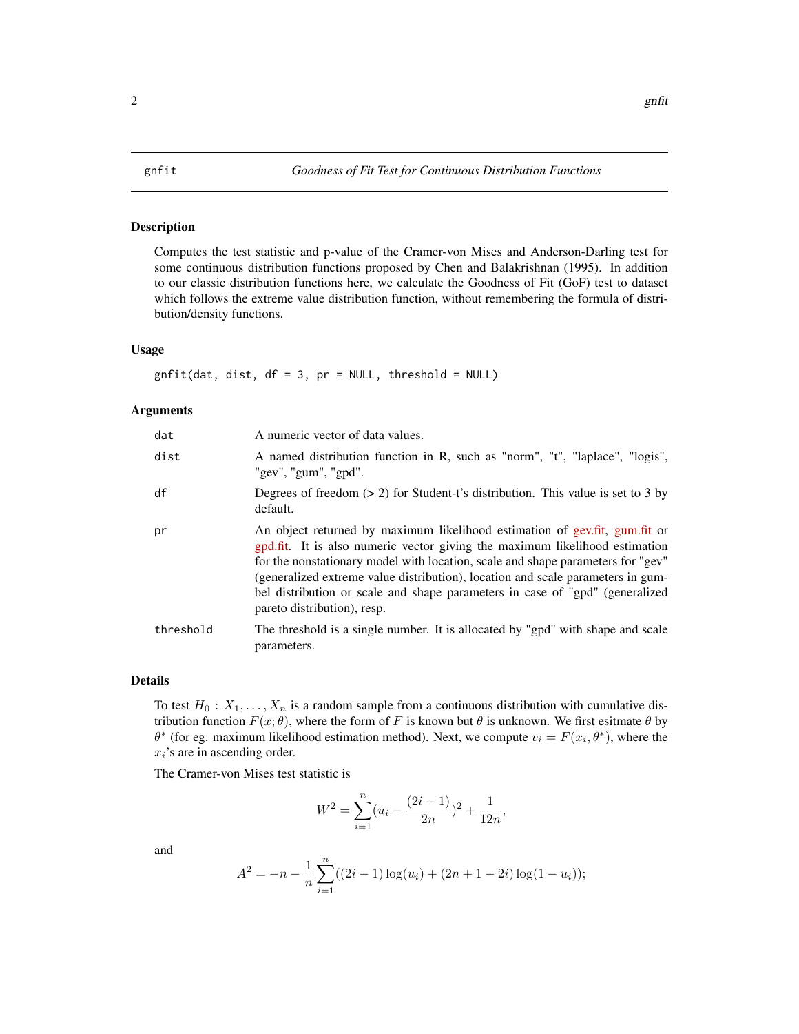## gnfit — *Goodness of Fit Test for Continuous Distribution Functions*

### Description

Computes the test statistic and p-value of the Cramer-von Mises and Anderson-Darling test for some continuous distribution functions proposed by Chen and Balakrishnan (1995). In addition to our classic distribution functions here, we calculate the Goodness of Fit (GoF) test to dataset which follows the extreme value distribution function, without remembering the formula of distribution/density functions.

### Usage

```
gnfit(dat, dist, df = 3, pr = NULL, threshold = NULL)
```

### Arguments

| | |
|---|---|
| `dat` | A numeric vector of data values. |
| `dist` | A named distribution function in R, such as "norm", "t", "laplace", "logis", "gev", "gum", "gpd". |
| `df` | Degrees of freedom (> 2) for Student-t's distribution. This value is set to 3 by default. |
| `pr` | An object returned by maximum likelihood estimation of gev.fit, gum.fit or gpd.fit. It is also numeric vector giving the maximum likelihood estimation for the nonstationary model with location, scale and shape parameters for "gev" (generalized extreme value distribution), location and scale parameters in gumbel distribution or scale and shape parameters in case of "gpd" (generalized pareto distribution), resp. |
| `threshold` | The threshold is a single number. It is allocated by "gpd" with shape and scale parameters. |

### Details

To test $H_0 : X_1, \ldots, X_n$ is a random sample from a continuous distribution with cumulative distribution function $F(x; \theta)$, where the form of $F$ is known but $\theta$ is unknown. We first esitmate $\theta$ by $\theta^*$ (for eg. maximum likelihood estimation method). Next, we compute $v_i = F(x_i, \theta^*)$, where the $x_i$'s are in ascending order.

The Cramer-von Mises test statistic is

$$W^2 = \sum_{i=1}^{n} (u_i - \frac{(2i-1)}{2n})^2 + \frac{1}{12n},$$

and

$$A^2 = -n - \frac{1}{n} \sum_{i=1}^{n} ((2i-1)\log(u_i) + (2n+1-2i)\log(1-u_i));$$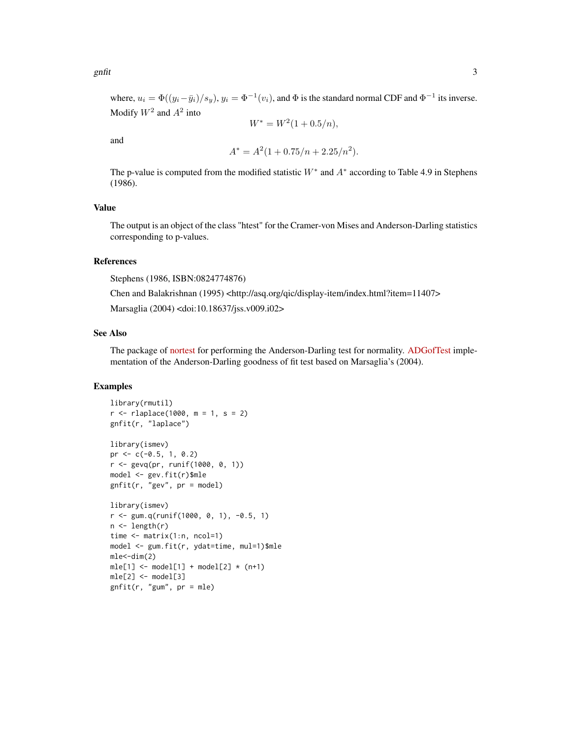where, $u_i = \Phi((y_i - \bar{y}_i)/s_y)$, $y_i = \Phi^{-1}(v_i)$, and $\Phi$ is the standard normal CDF and $\Phi^{-1}$ its inverse. Modify $W^2$ and $A^2$ into

$$W^* = W^2(1 + 0.5/n),$$

and

$$A^* = A^2(1 + 0.75/n + 2.25/n^2).$$

The p-value is computed from the modified statistic $W^*$ and $A^*$ according to Table 4.9 in Stephens (1986).

## Value

The output is an object of the class "htest" for the Cramer-von Mises and Anderson-Darling statistics corresponding to p-values.

## References

Stephens (1986, ISBN:0824774876)

Chen and Balakrishnan (1995) <http://asq.org/qic/display-item/index.html?item=11407>

Marsaglia (2004) <doi:10.18637/jss.v009.i02>

## See Also

The package of nortest for performing the Anderson-Darling test for normality. ADGofTest implementation of the Anderson-Darling goodness of fit test based on Marsaglia's (2004).

## Examples

```
library(rmutil)
r <- rlaplace(1000, m = 1, s = 2)
gnfit(r, "laplace")

library(ismev)
pr <- c(-0.5, 1, 0.2)
r <- gevq(pr, runif(1000, 0, 1))
model <- gev.fit(r)$mle
gnfit(r, "gev", pr = model)

library(ismev)
r <- gum.q(runif(1000, 0, 1), -0.5, 1)
n <- length(r)
time <- matrix(1:n, ncol=1)
model <- gum.fit(r, ydat=time, mul=1)$mle
mle<-dim(2)
mle[1] <- model[1] + model[2] * (n+1)
mle[2] <- model[3]
gnfit(r, "gum", pr = mle)
```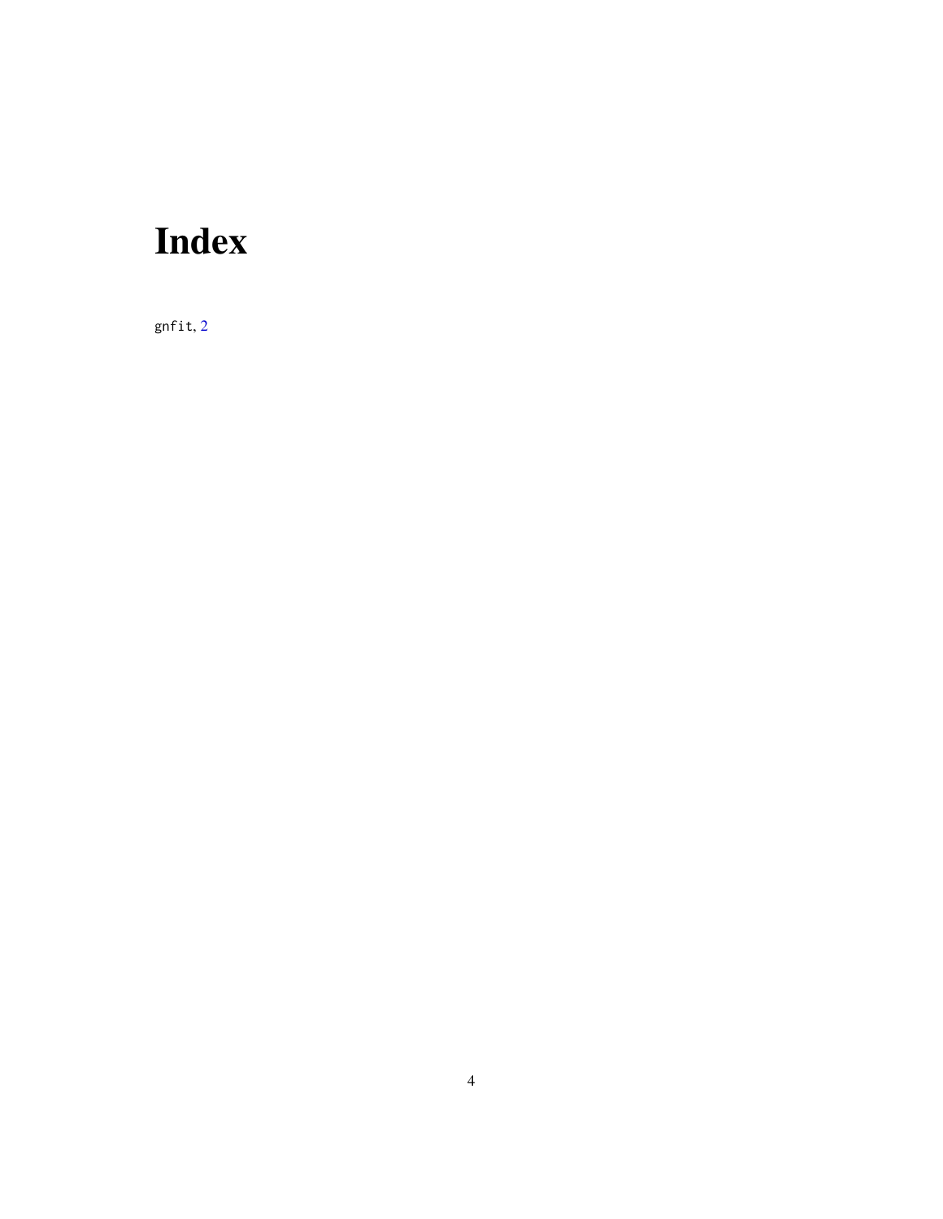# Index

gnfit, 2